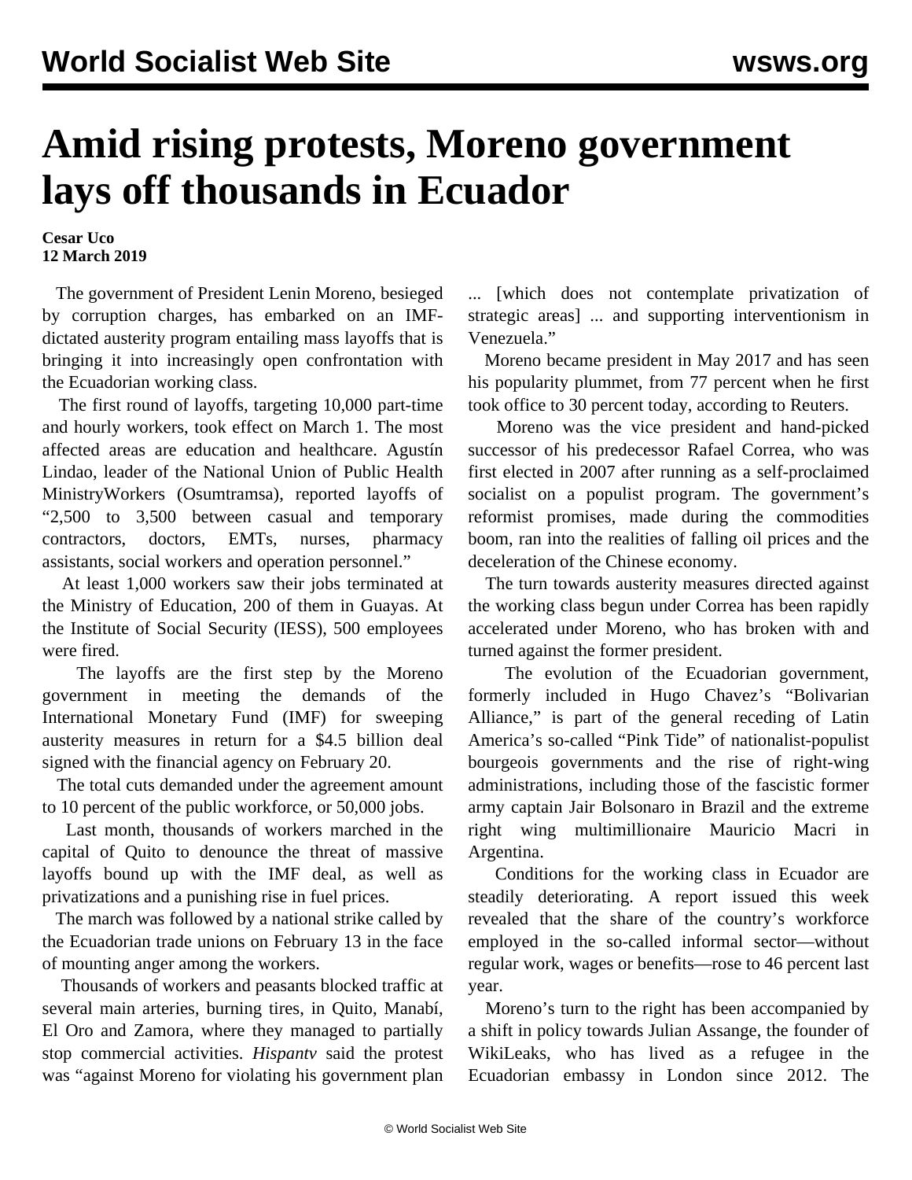# Amid rising protests, Moreno government lays off thousands in Ecuador

**Cesar Uco**
**12 March 2019**

The government of President Lenin Moreno, besieged by corruption charges, has embarked on an IMF-dictated austerity program entailing mass layoffs that is bringing it into increasingly open confrontation with the Ecuadorian working class.

The first round of layoffs, targeting 10,000 part-time and hourly workers, took effect on March 1. The most affected areas are education and healthcare. Agustín Lindao, leader of the National Union of Public Health MinistryWorkers (Osumtramsa), reported layoffs of "2,500 to 3,500 between casual and temporary contractors, doctors, EMTs, nurses, pharmacy assistants, social workers and operation personnel."

At least 1,000 workers saw their jobs terminated at the Ministry of Education, 200 of them in Guayas. At the Institute of Social Security (IESS), 500 employees were fired.

The layoffs are the first step by the Moreno government in meeting the demands of the International Monetary Fund (IMF) for sweeping austerity measures in return for a $4.5 billion deal signed with the financial agency on February 20.

The total cuts demanded under the agreement amount to 10 percent of the public workforce, or 50,000 jobs.

Last month, thousands of workers marched in the capital of Quito to denounce the threat of massive layoffs bound up with the IMF deal, as well as privatizations and a punishing rise in fuel prices.

The march was followed by a national strike called by the Ecuadorian trade unions on February 13 in the face of mounting anger among the workers.

Thousands of workers and peasants blocked traffic at several main arteries, burning tires, in Quito, Manabí, El Oro and Zamora, where they managed to partially stop commercial activities. *Hispantv* said the protest was "against Moreno for violating his government plan ... [which does not contemplate privatization of strategic areas] ... and supporting interventionism in Venezuela."

Moreno became president in May 2017 and has seen his popularity plummet, from 77 percent when he first took office to 30 percent today, according to Reuters.

Moreno was the vice president and hand-picked successor of his predecessor Rafael Correa, who was first elected in 2007 after running as a self-proclaimed socialist on a populist program. The government's reformist promises, made during the commodities boom, ran into the realities of falling oil prices and the deceleration of the Chinese economy.

The turn towards austerity measures directed against the working class begun under Correa has been rapidly accelerated under Moreno, who has broken with and turned against the former president.

The evolution of the Ecuadorian government, formerly included in Hugo Chavez's "Bolivarian Alliance," is part of the general receding of Latin America's so-called "Pink Tide" of nationalist-populist bourgeois governments and the rise of right-wing administrations, including those of the fascistic former army captain Jair Bolsonaro in Brazil and the extreme right wing multimillionaire Mauricio Macri in Argentina.

Conditions for the working class in Ecuador are steadily deteriorating. A report issued this week revealed that the share of the country's workforce employed in the so-called informal sector—without regular work, wages or benefits—rose to 46 percent last year.

Moreno's turn to the right has been accompanied by a shift in policy towards Julian Assange, the founder of WikiLeaks, who has lived as a refugee in the Ecuadorian embassy in London since 2012. The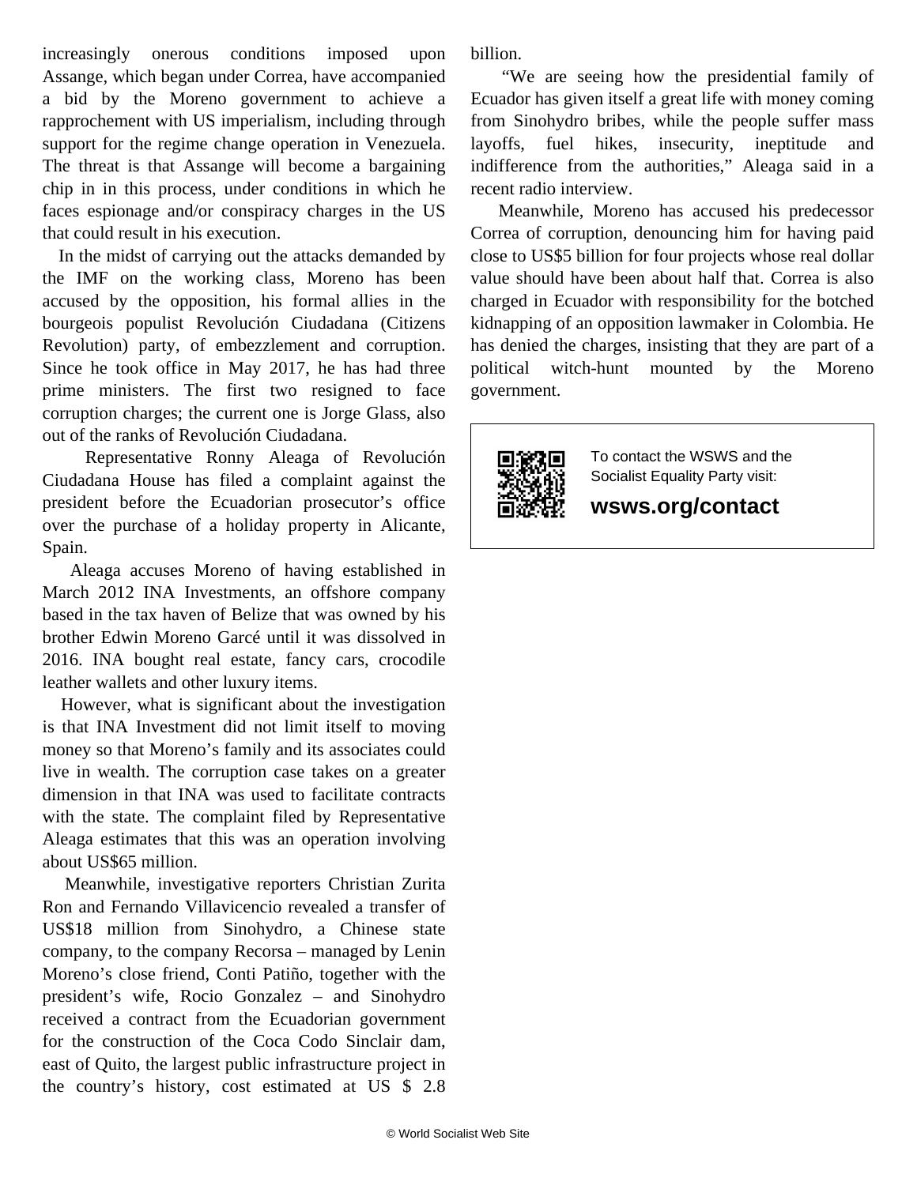increasingly onerous conditions imposed upon Assange, which began under Correa, have accompanied a bid by the Moreno government to achieve a rapprochement with US imperialism, including through support for the regime change operation in Venezuela. The threat is that Assange will become a bargaining chip in in this process, under conditions in which he faces espionage and/or conspiracy charges in the US that could result in his execution.

In the midst of carrying out the attacks demanded by the IMF on the working class, Moreno has been accused by the opposition, his formal allies in the bourgeois populist Revolución Ciudadana (Citizens Revolution) party, of embezzlement and corruption. Since he took office in May 2017, he has had three prime ministers. The first two resigned to face corruption charges; the current one is Jorge Glass, also out of the ranks of Revolución Ciudadana.

Representative Ronny Aleaga of Revolución Ciudadana House has filed a complaint against the president before the Ecuadorian prosecutor's office over the purchase of a holiday property in Alicante, Spain.

Aleaga accuses Moreno of having established in March 2012 INA Investments, an offshore company based in the tax haven of Belize that was owned by his brother Edwin Moreno Garcé until it was dissolved in 2016. INA bought real estate, fancy cars, crocodile leather wallets and other luxury items.

However, what is significant about the investigation is that INA Investment did not limit itself to moving money so that Moreno's family and its associates could live in wealth. The corruption case takes on a greater dimension in that INA was used to facilitate contracts with the state. The complaint filed by Representative Aleaga estimates that this was an operation involving about US$65 million.

Meanwhile, investigative reporters Christian Zurita Ron and Fernando Villavicencio revealed a transfer of US$18 million from Sinohydro, a Chinese state company, to the company Recorsa – managed by Lenin Moreno's close friend, Conti Patiño, together with the president's wife, Rocio Gonzalez – and Sinohydro received a contract from the Ecuadorian government for the construction of the Coca Codo Sinclair dam, east of Quito, the largest public infrastructure project in the country's history, cost estimated at US $ 2.8 billion.

"We are seeing how the presidential family of Ecuador has given itself a great life with money coming from Sinohydro bribes, while the people suffer mass layoffs, fuel hikes, insecurity, ineptitude and indifference from the authorities," Aleaga said in a recent radio interview.

Meanwhile, Moreno has accused his predecessor Correa of corruption, denouncing him for having paid close to US$5 billion for four projects whose real dollar value should have been about half that. Correa is also charged in Ecuador with responsibility for the botched kidnapping of an opposition lawmaker in Colombia. He has denied the charges, insisting that they are part of a political witch-hunt mounted by the Moreno government.

To contact the WSWS and the Socialist Equality Party visit:

**wsws.org/contact**